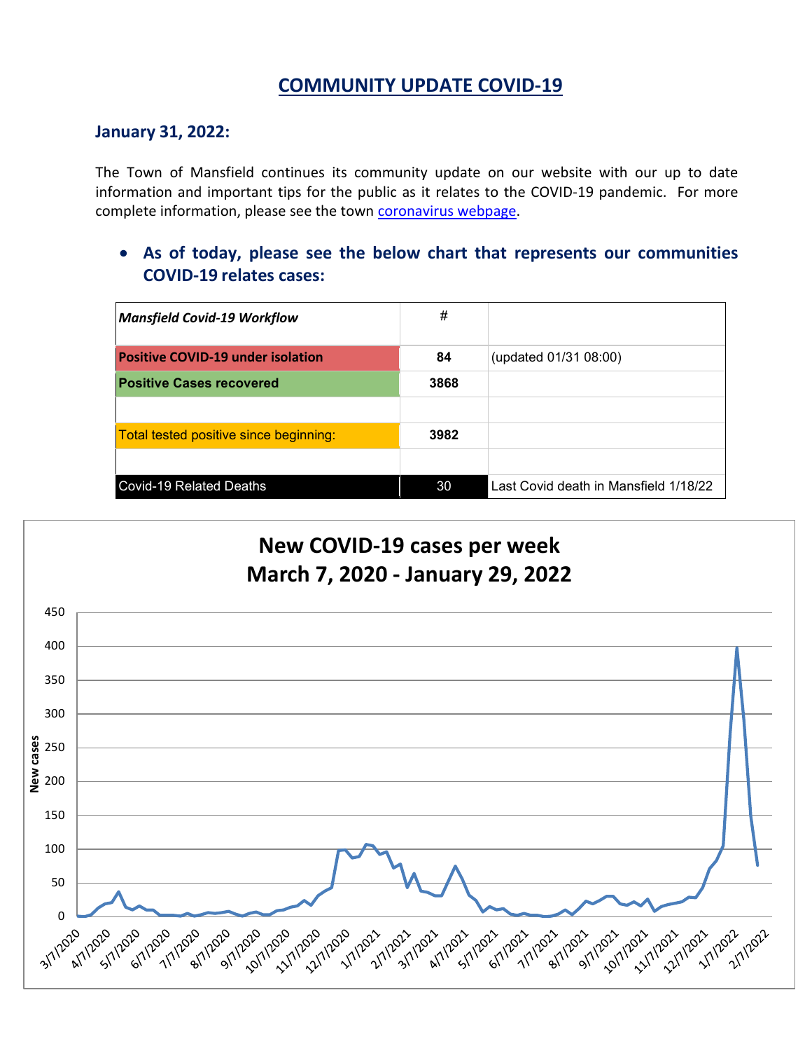# COMMUNITY UPDATE COVID-19

### January 31, 2022:

The Town of Mansfield continues its community update on our website with our up to date information and important tips for the public as it relates to the COVID-19 pandemic. For more complete information, please see the town coronavirus webpage.

- **As of today, please see the below chart that represents our communities COVID-19 relates cases:**

| ***Mansfield Covid-19 Workflow*** | # | |
|---|---|---|
| **Positive COVID-19 under isolation** | **84** | (updated 01/31 08:00) |
| **Positive Cases recovered** | **3868** | |
| | | |
| Total tested positive since beginning: | **3982** | |
| | | |
| Covid-19 Related Deaths | 30 | Last Covid death in Mansfield 1/18/22 |

**New COVID-19 cases per week**
**March 7, 2020 - January 29, 2022**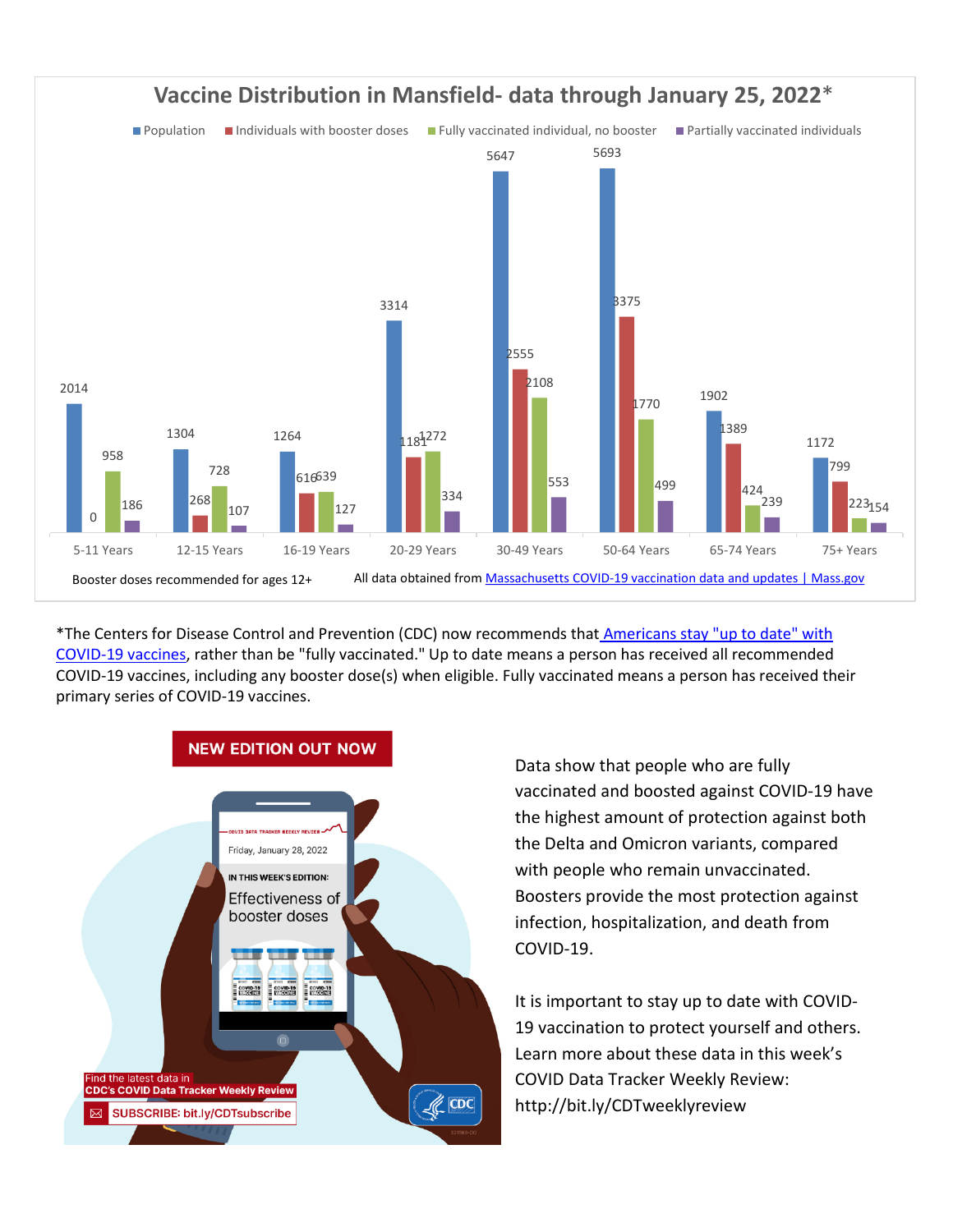## Vaccine Distribution in Mansfield- data through January 25, 2022*

| Age Group | Population | Individuals with booster doses | Fully vaccinated individual, no booster | Partially vaccinated individuals |
|---|---|---|---|---|
| 5-11 Years | 2014 | 0 | 958 | 186 |
| 12-15 Years | 1304 | 268 | 728 | 107 |
| 16-19 Years | 1264 | 616 | 639 | 127 |
| 20-29 Years | 3314 | 1181 | 1272 | 334 |
| 30-49 Years | 5647 | 2555 | 2108 | 553 |
| 50-64 Years | 5693 | 3375 | 1770 | 499 |
| 65-74 Years | 1902 | 1389 | 424 | 239 |
| 75+ Years | 1172 | 799 | 223 | 154 |

Booster doses recommended for ages 12+

All data obtained from Massachusetts COVID-19 vaccination data and updates | Mass.gov

*The Centers for Disease Control and Prevention (CDC) now recommends that Americans stay "up to date" with COVID-19 vaccines, rather than be "fully vaccinated." Up to date means a person has received all recommended COVID-19 vaccines, including any booster dose(s) when eligible. Fully vaccinated means a person has received their primary series of COVID-19 vaccines.

**NEW EDITION OUT NOW**

COVID DATA TRACKER WEEKLY REVIEW

Friday, January 28, 2022

IN THIS WEEK'S EDITION:

Effectiveness of booster doses

Find the latest data in CDC's COVID Data Tracker Weekly Review

SUBSCRIBE: bit.ly/CDTsubscribe

Data show that people who are fully vaccinated and boosted against COVID-19 have the highest amount of protection against both the Delta and Omicron variants, compared with people who remain unvaccinated. Boosters provide the most protection against infection, hospitalization, and death from COVID-19.

It is important to stay up to date with COVID-19 vaccination to protect yourself and others. Learn more about these data in this week's COVID Data Tracker Weekly Review: http://bit.ly/CDTweeklyreview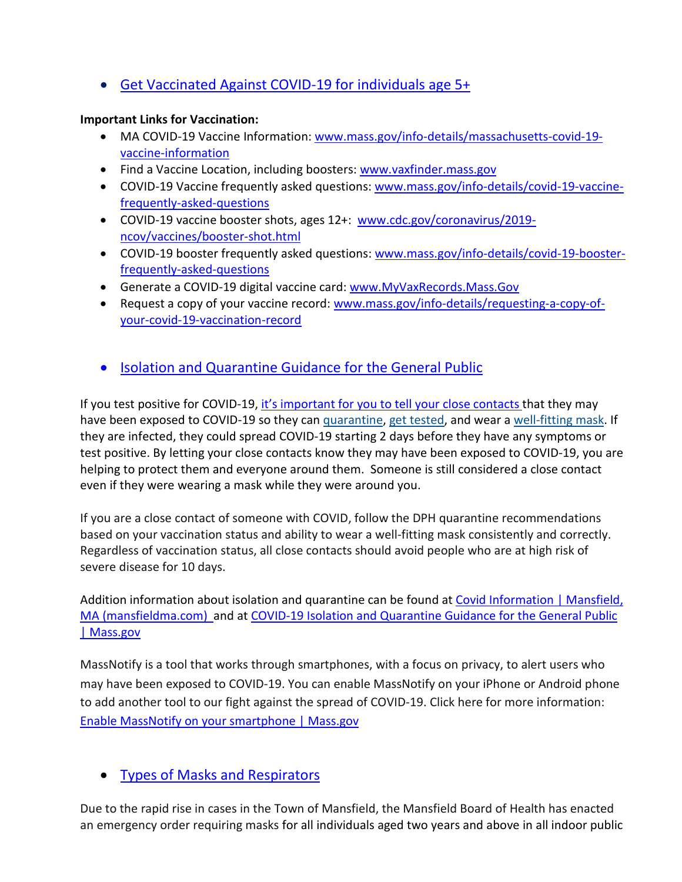- [Get Vaccinated Against COVID-19 for individuals age 5+]()

**Important Links for Vaccination:**

- MA COVID-19 Vaccine Information: [www.mass.gov/info-details/massachusetts-covid-19-vaccine-information](www.mass.gov/info-details/massachusetts-covid-19-vaccine-information)
- Find a Vaccine Location, including boosters: [www.vaxfinder.mass.gov](www.vaxfinder.mass.gov)
- COVID-19 Vaccine frequently asked questions: [www.mass.gov/info-details/covid-19-vaccine-frequently-asked-questions](www.mass.gov/info-details/covid-19-vaccine-frequently-asked-questions)
- COVID-19 vaccine booster shots, ages 12+: [www.cdc.gov/coronavirus/2019-ncov/vaccines/booster-shot.html](www.cdc.gov/coronavirus/2019-ncov/vaccines/booster-shot.html)
- COVID-19 booster frequently asked questions: [www.mass.gov/info-details/covid-19-booster-frequently-asked-questions](www.mass.gov/info-details/covid-19-booster-frequently-asked-questions)
- Generate a COVID-19 digital vaccine card: [www.MyVaxRecords.Mass.Gov](www.MyVaxRecords.Mass.Gov)
- Request a copy of your vaccine record: [www.mass.gov/info-details/requesting-a-copy-of-your-covid-19-vaccination-record](www.mass.gov/info-details/requesting-a-copy-of-your-covid-19-vaccination-record)

- [Isolation and Quarantine Guidance for the General Public]()

If you test positive for COVID-19, [it's important for you to tell your close contacts]() that they may have been exposed to COVID-19 so they can [quarantine](), [get tested](), and wear a [well-fitting mask](). If they are infected, they could spread COVID-19 starting 2 days before they have any symptoms or test positive. By letting your close contacts know they may have been exposed to COVID-19, you are helping to protect them and everyone around them. Someone is still considered a close contact even if they were wearing a mask while they were around you.

If you are a close contact of someone with COVID, follow the DPH quarantine recommendations based on your vaccination status and ability to wear a well-fitting mask consistently and correctly. Regardless of vaccination status, all close contacts should avoid people who are at high risk of severe disease for 10 days.

Addition information about isolation and quarantine can be found at [Covid Information | Mansfield, MA (mansfieldma.com)]() and at [COVID-19 Isolation and Quarantine Guidance for the General Public | Mass.gov]()

MassNotify is a tool that works through smartphones, with a focus on privacy, to alert users who may have been exposed to COVID-19. You can enable MassNotify on your iPhone or Android phone to add another tool to our fight against the spread of COVID-19. Click here for more information: [Enable MassNotify on your smartphone | Mass.gov]()

- [Types of Masks and Respirators]()

Due to the rapid rise in cases in the Town of Mansfield, the Mansfield Board of Health has enacted an emergency order requiring masks for all individuals aged two years and above in all indoor public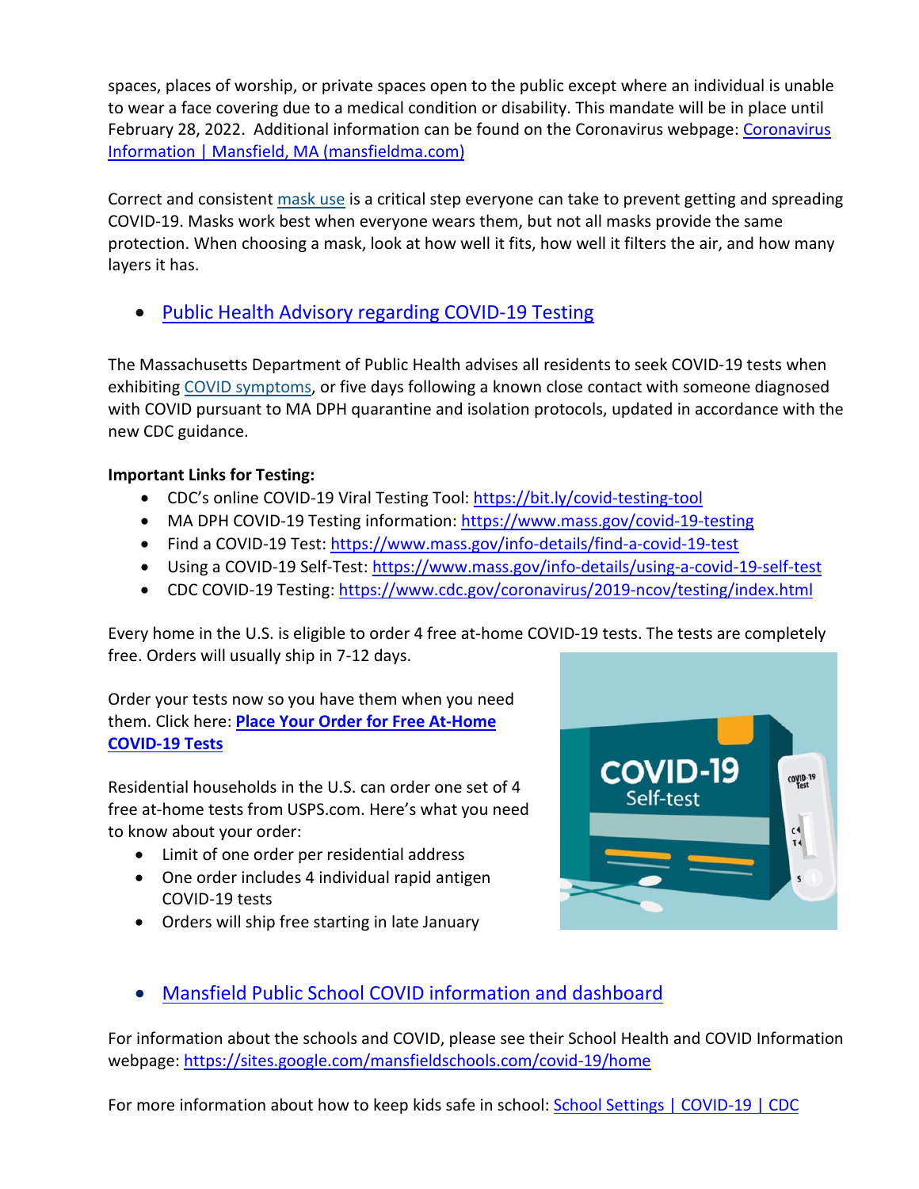spaces, places of worship, or private spaces open to the public except where an individual is unable to wear a face covering due to a medical condition or disability. This mandate will be in place until February 28, 2022. Additional information can be found on the Coronavirus webpage: Coronavirus Information | Mansfield, MA (mansfieldma.com)

Correct and consistent mask use is a critical step everyone can take to prevent getting and spreading COVID-19. Masks work best when everyone wears them, but not all masks provide the same protection. When choosing a mask, look at how well it fits, how well it filters the air, and how many layers it has.

- Public Health Advisory regarding COVID-19 Testing

The Massachusetts Department of Public Health advises all residents to seek COVID-19 tests when exhibiting COVID symptoms, or five days following a known close contact with someone diagnosed with COVID pursuant to MA DPH quarantine and isolation protocols, updated in accordance with the new CDC guidance.

**Important Links for Testing:**

- CDC's online COVID-19 Viral Testing Tool: https://bit.ly/covid-testing-tool
- MA DPH COVID-19 Testing information: https://www.mass.gov/covid-19-testing
- Find a COVID-19 Test: https://www.mass.gov/info-details/find-a-covid-19-test
- Using a COVID-19 Self-Test: https://www.mass.gov/info-details/using-a-covid-19-self-test
- CDC COVID-19 Testing: https://www.cdc.gov/coronavirus/2019-ncov/testing/index.html

Every home in the U.S. is eligible to order 4 free at-home COVID-19 tests. The tests are completely free. Orders will usually ship in 7-12 days.

Order your tests now so you have them when you need them. Click here: **Place Your Order for Free At-Home COVID-19 Tests**

Residential households in the U.S. can order one set of 4 free at-home tests from USPS.com. Here's what you need to know about your order:

- Limit of one order per residential address
- One order includes 4 individual rapid antigen COVID-19 tests
- Orders will ship free starting in late January

- Mansfield Public School COVID information and dashboard

For information about the schools and COVID, please see their School Health and COVID Information webpage: https://sites.google.com/mansfieldschools.com/covid-19/home

For more information about how to keep kids safe in school: School Settings | COVID-19 | CDC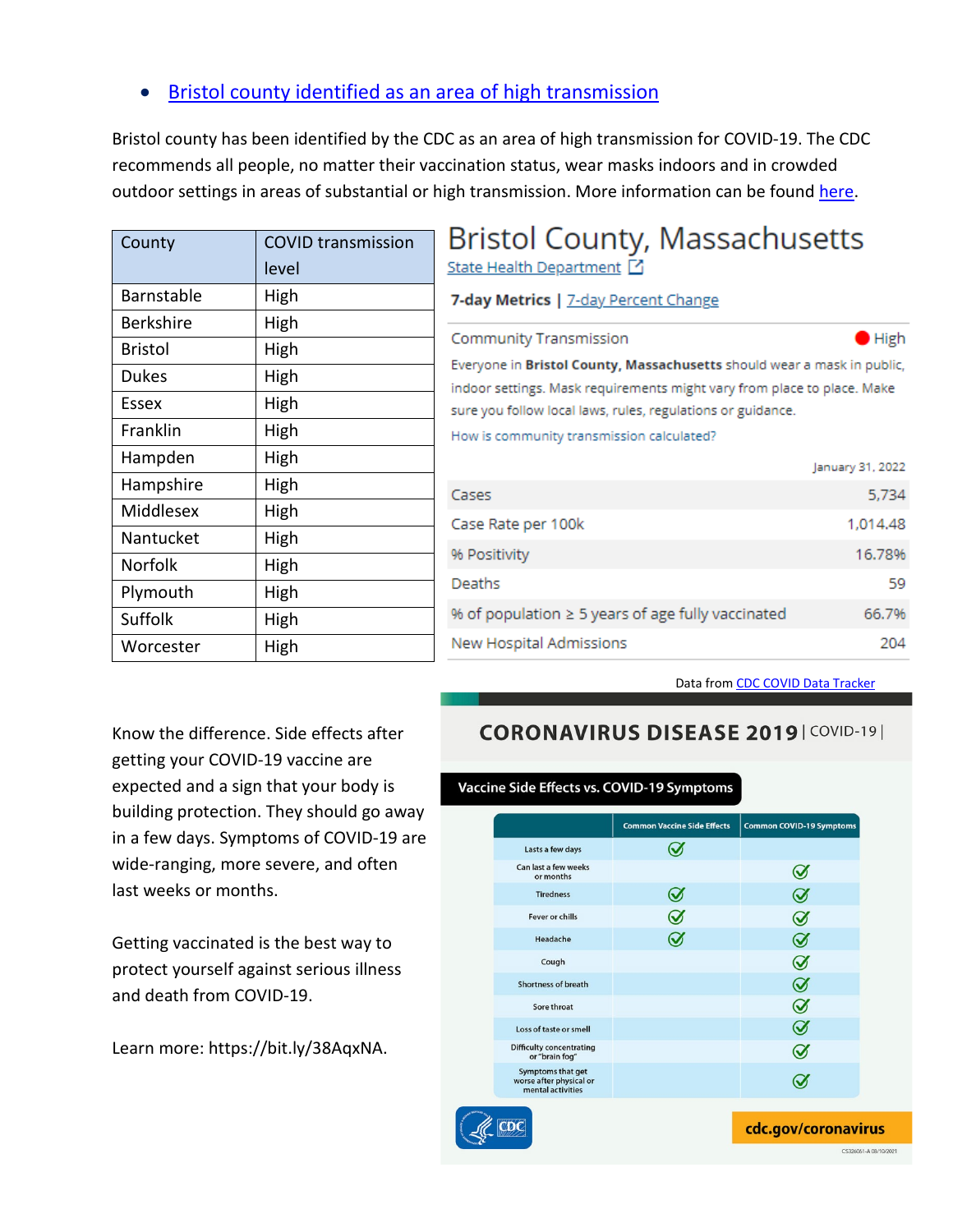- [Bristol county identified as an area of high transmission]()

Bristol county has been identified by the CDC as an area of high transmission for COVID-19. The CDC recommends all people, no matter their vaccination status, wear masks indoors and in crowded outdoor settings in areas of substantial or high transmission. More information can be found here.

| County | COVID transmission level |
|---|---|
| Barnstable | High |
| Berkshire | High |
| Bristol | High |
| Dukes | High |
| Essex | High |
| Franklin | High |
| Hampden | High |
| Hampshire | High |
| Middlesex | High |
| Nantucket | High |
| Norfolk | High |
| Plymouth | High |
| Suffolk | High |
| Worcester | High |

# Bristol County, Massachusetts

State Health Department

**7-day Metrics** | 7-day Percent Change

Community Transmission ● High

Everyone in **Bristol County, Massachusetts** should wear a mask in public, indoor settings. Mask requirements might vary from place to place. Make sure you follow local laws, rules, regulations or guidance.

How is community transmission calculated?

| | January 31, 2022 |
|---|---|
| Cases | 5,734 |
| Case Rate per 100k | 1,014.48 |
| % Positivity | 16.78% |
| Deaths | 59 |
| % of population ≥ 5 years of age fully vaccinated | 66.7% |
| New Hospital Admissions | 204 |

Data from CDC COVID Data Tracker

Know the difference. Side effects after getting your COVID-19 vaccine are expected and a sign that your body is building protection. They should go away in a few days. Symptoms of COVID-19 are wide-ranging, more severe, and often last weeks or months.

Getting vaccinated is the best way to protect yourself against serious illness and death from COVID-19.

Learn more: https://bit.ly/38AqxNA.

## CORONAVIRUS DISEASE 2019 | COVID-19 |

**Vaccine Side Effects vs. COVID-19 Symptoms**

| | Common Vaccine Side Effects | Common COVID-19 Symptoms |
|---|---|---|
| Lasts a few days | ✓ | |
| Can last a few weeks or months | | ✓ |
| Tiredness | ✓ | ✓ |
| Fever or chills | ✓ | ✓ |
| Headache | ✓ | ✓ |
| Cough | | ✓ |
| Shortness of breath | | ✓ |
| Sore throat | | ✓ |
| Loss of taste or smell | | ✓ |
| Difficulty concentrating or "brain fog" | | ✓ |
| Symptoms that get worse after physical or mental activities | | ✓ |

CDC

cdc.gov/coronavirus

CS326061-A 08/10/2021